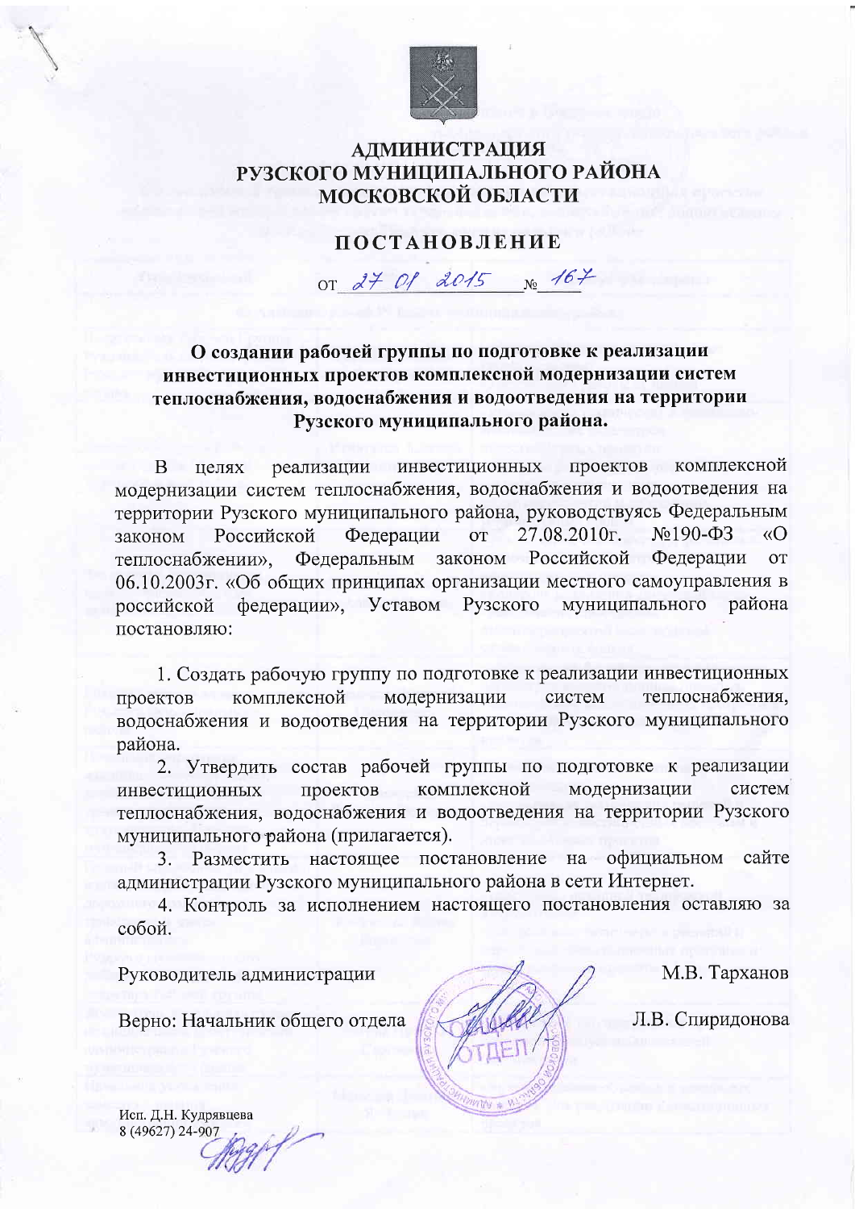# АДМИНИСТРАЦИЯ
# РУЗСКОГО МУНИЦИПАЛЬНОГО РАЙОНА
# МОСКОВСКОЙ ОБЛАСТИ

## ПОСТАНОВЛЕНИЕ

от 27 01 2015 № 167

**О создании рабочей группы по подготовке к реализации инвестиционных проектов комплексной модернизации систем теплоснабжения, водоснабжения и водоотведения на территории Рузского муниципального района.**

В целях реализации инвестиционных проектов комплексной модернизации систем теплоснабжения, водоснабжения и водоотведения на территории Рузского муниципального района, руководствуясь Федеральным законом Российской Федерации от 27.08.2010г. №190-ФЗ «О теплоснабжении», Федеральным законом Российской Федерации от 06.10.2003г. «Об общих принципах организации местного самоуправления в российской федерации», Уставом Рузского муниципального района постановляю:

1. Создать рабочую группу по подготовке к реализации инвестиционных проектов комплексной модернизации систем теплоснабжения, водоснабжения и водоотведения на территории Рузского муниципального района.
2. Утвердить состав рабочей группы по подготовке к реализации инвестиционных проектов комплексной модернизации систем теплоснабжения, водоснабжения и водоотведения на территории Рузского муниципального района (прилагается).
3. Разместить настоящее постановление на официальном сайте администрации Рузского муниципального района в сети Интернет.
4. Контроль за исполнением настоящего постановления оставляю за собой.

Руководитель администрации М.В. Тарханов

Верно: Начальник общего отдела Л.В. Спиридонова

Исп. Д.Н. Кудрявцева
8 (49627) 24-907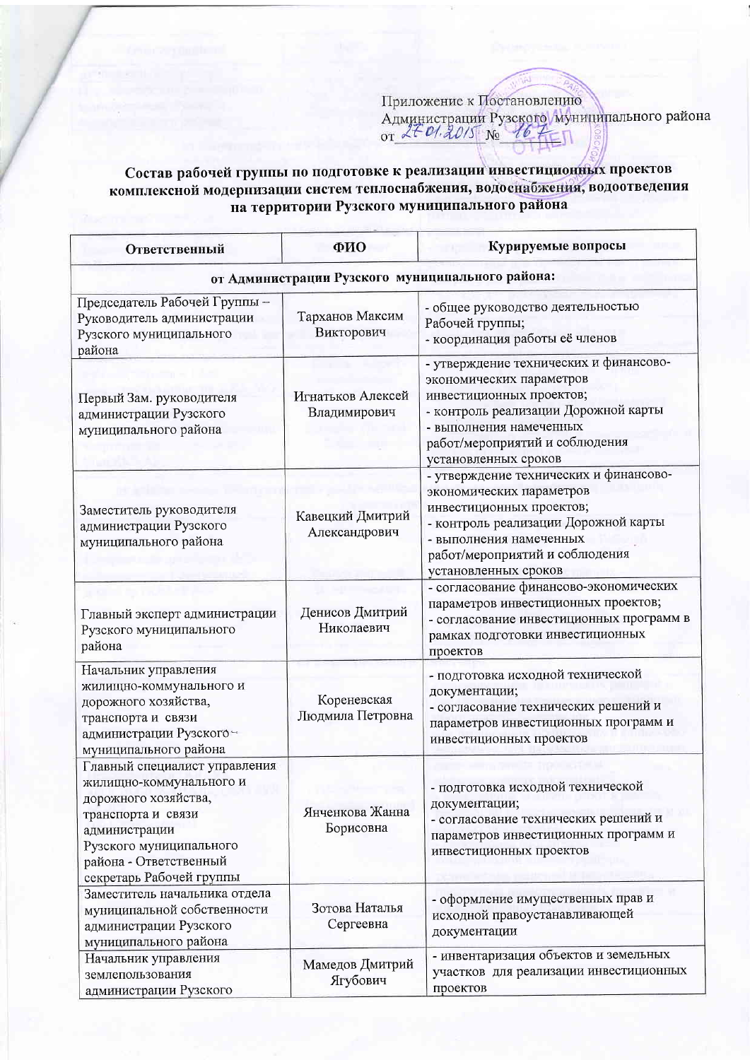Приложение к Постановлению
Администрации Рузского муниципального района
от 27.01.2015 № 167

**Состав рабочей группы по подготовке к реализации инвестиционных проектов комплексной модернизации систем теплоснабжения, водоснабжения, водоотведения на территории Рузского муниципального района**

| Ответственный | ФИО | Курируемые вопросы |
|---|---|---|
| **от Администрации Рузского муниципального района:** | | |
| Председатель Рабочей Группы – Руководитель администрации Рузского муниципального района | Тарханов Максим Викторович | - общее руководство деятельностью Рабочей группы;<br>- координация работы её членов |
| Первый Зам. руководителя администрации Рузского муниципального района | Игнатьков Алексей Владимирович | - утверждение технических и финансово-экономических параметров инвестиционных проектов;<br>- контроль реализации Дорожной карты<br>- выполнения намеченных работ/мероприятий и соблюдения установленных сроков |
| Заместитель руководителя администрации Рузского муниципального района | Кавецкий Дмитрий Александрович | - утверждение технических и финансово-экономических параметров инвестиционных проектов;<br>- контроль реализации Дорожной карты<br>- выполнения намеченных работ/мероприятий и соблюдения установленных сроков |
| Главный эксперт администрации Рузского муниципального района | Денисов Дмитрий Николаевич | - согласование финансово-экономических параметров инвестиционных проектов;<br>- согласование инвестиционных программ в рамках подготовки инвестиционных проектов |
| Начальник управления жилищно-коммунального и дорожного хозяйства, транспорта и связи администрации Рузского муниципального района | Кореневская Людмила Петровна | - подготовка исходной технической документации;<br>- согласование технических решений и параметров инвестиционных программ и инвестиционных проектов |
| Главный специалист управления жилищно-коммунального и дорожного хозяйства, транспорта и связи администрации Рузского муниципального района - Ответственный секретарь Рабочей группы | Янченкова Жанна Борисовна | - подготовка исходной технической документации;<br>- согласование технических решений и параметров инвестиционных программ и инвестиционных проектов |
| Заместитель начальника отдела муниципальной собственности администрации Рузского муниципального района | Зотова Наталья Сергеевна | - оформление имущественных прав и исходной правоустанавливающей документации |
| Начальник управления землепользования администрации Рузского | Мамедов Дмитрий Ягубович | - инвентаризация объектов и земельных участков для реализации инвестиционных проектов |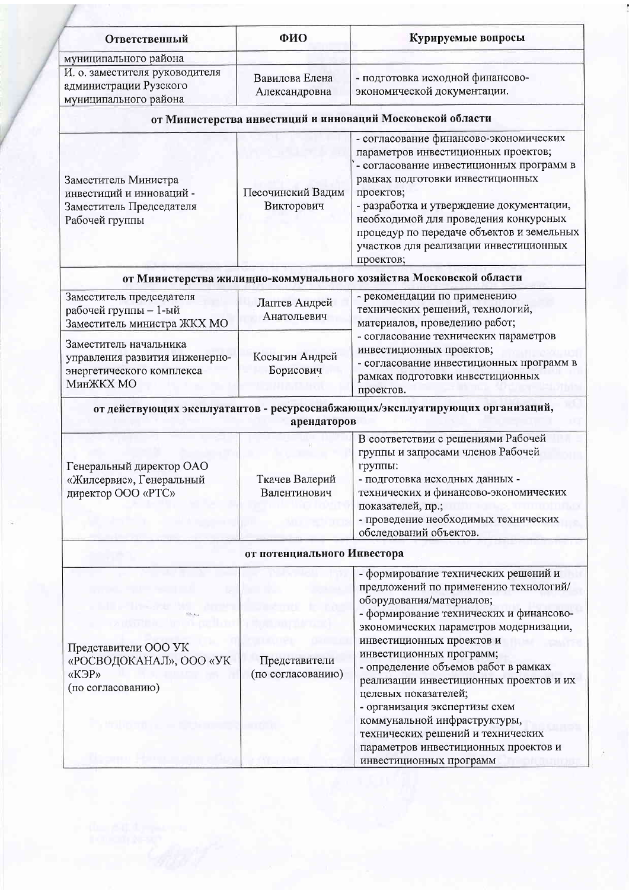| Ответственный | ФИО | Курируемые вопросы |
|---|---|---|
| муниципального района | | |
| И. о. заместителя руководителя администрации Рузского муниципального района | Вавилова Елена Александровна | - подготовка исходной финансово-экономической документации. |
| **от Министерства инвестиций и инноваций Московской области** | | |
| Заместитель Министра инвестиций и инноваций - Заместитель Председателя Рабочей группы | Песочинский Вадим Викторович | - согласование финансово-экономических параметров инвестиционных проектов;<br>- согласование инвестиционных программ в рамках подготовки инвестиционных проектов;<br>- разработка и утверждение документации, необходимой для проведения конкурсных процедур по передаче объектов и земельных участков для реализации инвестиционных проектов; |
| **от Министерства жилищно-коммунального хозяйства Московской области** | | |
| Заместитель председателя рабочей группы – 1-ый Заместитель министра ЖКХ МО | Лаптев Андрей Анатольевич | - рекомендации по применению технических решений, технологий, материалов, проведению работ;<br>- согласование технических параметров инвестиционных проектов;<br>- согласование инвестиционных программ в рамках подготовки инвестиционных проектов. |
| Заместитель начальника управления развития инженерно-энергетического комплекса МинЖКХ МО | Косыгин Андрей Борисович | |
| **от действующих эксплуатантов - ресурсоснабжающих/эксплуатирующих организаций, арендаторов** | | |
| Генеральный директор ОАО «Жилсервис», Генеральный директор ООО «РТС» | Ткачев Валерий Валентинович | В соответствии с решениями Рабочей группы и запросами членов Рабочей группы:<br>- подготовка исходных данных - технических и финансово-экономических показателей, пр.;<br>- проведение необходимых технических обследований объектов. |
| **от потенциального Инвестора** | | |
| Представители ООО УК «РОСВОДОКАНАЛ», ООО «УК «КЭР»<br>(по согласованию) | Представители (по согласованию) | - формирование технических решений и предложений по применению технологий/ оборудования/материалов;<br>- формирование технических и финансово-экономических параметров модернизации, инвестиционных проектов и инвестиционных программ;<br>- определение объемов работ в рамках реализации инвестиционных проектов и их целевых показателей;<br>- организация экспертизы схем коммунальной инфраструктуры, технических решений и технических параметров инвестиционных проектов и инвестиционных программ |